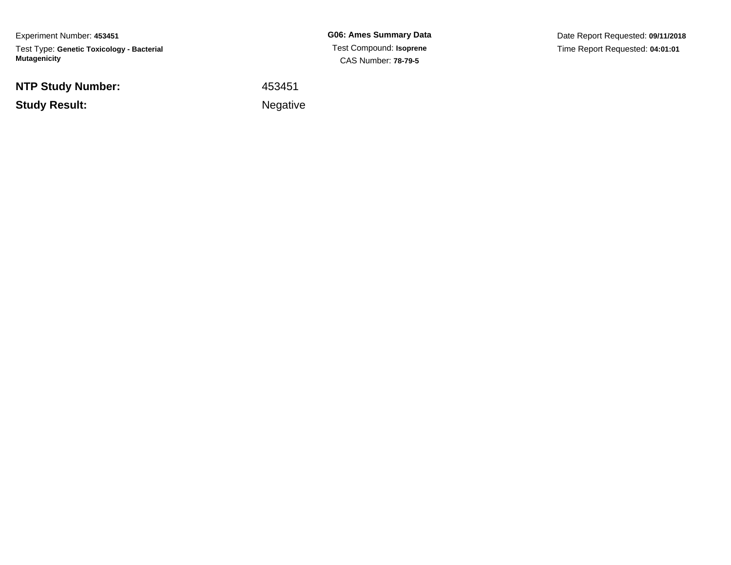Experiment Number: **453451**

Test Type: **Genetic Toxicology - Bacterial Mutagenicity**

**G06: Ames Summary Data**

Test Compound: **Isoprene**

CAS Number: **78-79-5**

Date Report Requested: **09/11/2018**

Time Report Requested: **04:01:01**

**NTP Study Number:** 453451

**Study Result:** Negative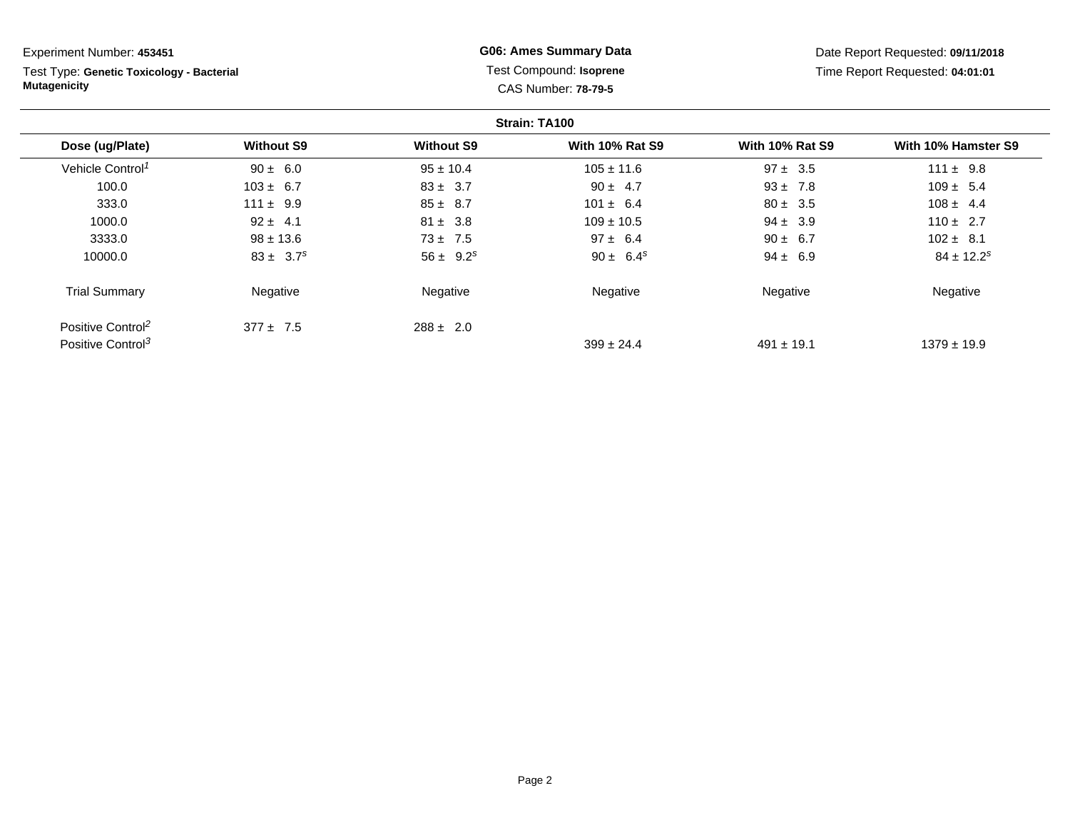Experiment Number: **453451**

Test Type: **Genetic Toxicology - Bacterial Mutagenicity**

**G06: Ames Summary Data**

Test Compound: **Isoprene**

CAS Number: **78-79-5**

Date Report Requested: **09/11/2018**

Time Report Requested: **04:01:01**

**Strain: TA100**

| Dose (ug/Plate) | Without S9 | Without S9 | With 10% Rat S9 | With 10% Rat S9 | With 10% Hamster S9 |
|---|---|---|---|---|---|
| Vehicle Control[1] | 90 ± 6.0 | 95 ± 10.4 | 105 ± 11.6 | 97 ± 3.5 | 111 ± 9.8 |
| 100.0 | 103 ± 6.7 | 83 ± 3.7 | 90 ± 4.7 | 93 ± 7.8 | 109 ± 5.4 |
| 333.0 | 111 ± 9.9 | 85 ± 8.7 | 101 ± 6.4 | 80 ± 3.5 | 108 ± 4.4 |
| 1000.0 | 92 ± 4.1 | 81 ± 3.8 | 109 ± 10.5 | 94 ± 3.9 | 110 ± 2.7 |
| 3333.0 | 98 ± 13.6 | 73 ± 7.5 | 97 ± 6.4 | 90 ± 6.7 | 102 ± 8.1 |
| 10000.0 | 83 ± 3.7[s] | 56 ± 9.2[s] | 90 ± 6.4[s] | 94 ± 6.9 | 84 ± 12.2[s] |
| Trial Summary | Negative | Negative | Negative | Negative | Negative |
| Positive Control[2] | 377 ± 7.5 | 288 ± 2.0 | | | |
| Positive Control[3] | | | 399 ± 24.4 | 491 ± 19.1 | 1379 ± 19.9 |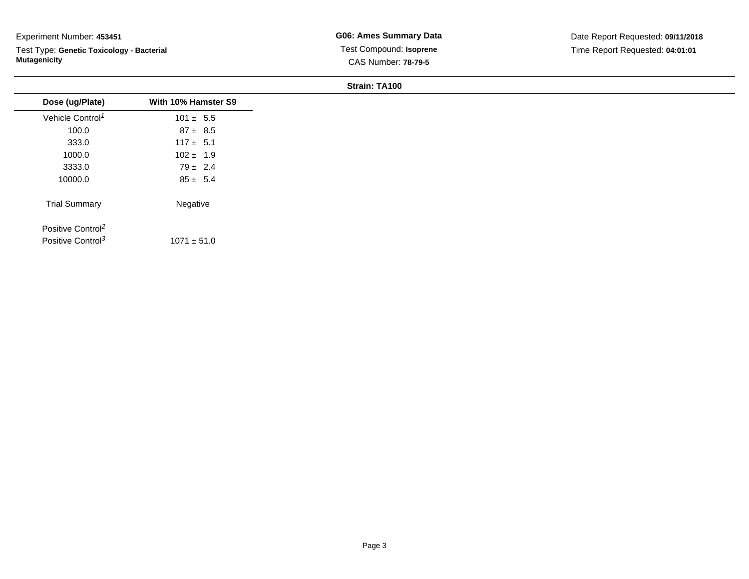Experiment Number: **453451**

Test Type: **Genetic Toxicology - Bacterial Mutagenicity**

**G06: Ames Summary Data**

Test Compound: **Isoprene**

CAS Number: **78-79-5**

Date Report Requested: **09/11/2018**

Time Report Requested: **04:01:01**

**Strain: TA100**

| Dose (ug/Plate) | With 10% Hamster S9 |
|---|---|
| Vehicle Control[1] | 101 ± 5.5 |
| 100.0 | 87 ± 8.5 |
| 333.0 | 117 ± 5.1 |
| 1000.0 | 102 ± 1.9 |
| 3333.0 | 79 ± 2.4 |
| 10000.0 | 85 ± 5.4 |
| Trial Summary | Negative |
| Positive Control[2] | |
| Positive Control[3] | 1071 ± 51.0 |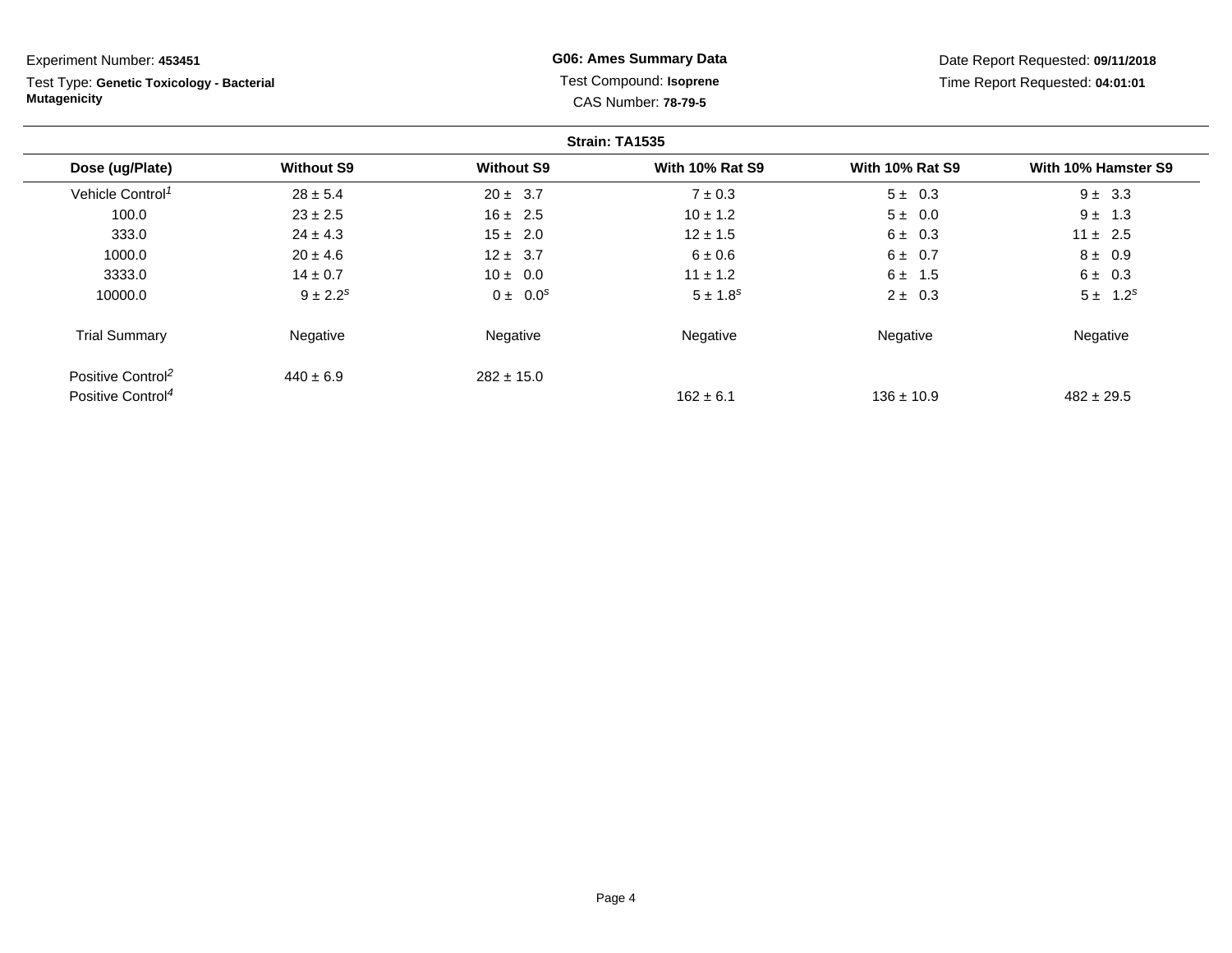Experiment Number: **453451**

Test Type: **Genetic Toxicology - Bacterial Mutagenicity**

**G06: Ames Summary Data**

Test Compound: **Isoprene**

CAS Number: **78-79-5**

Date Report Requested: **09/11/2018**

Time Report Requested: **04:01:01**

**Strain: TA1535**

| Dose (ug/Plate) | Without S9 | Without S9 | With 10% Rat S9 | With 10% Rat S9 | With 10% Hamster S9 |
|---|---|---|---|---|---|
| Vehicle Control[1] | 28 ± 5.4 | 20 ± 3.7 | 7 ± 0.3 | 5 ± 0.3 | 9 ± 3.3 |
| 100.0 | 23 ± 2.5 | 16 ± 2.5 | 10 ± 1.2 | 5 ± 0.0 | 9 ± 1.3 |
| 333.0 | 24 ± 4.3 | 15 ± 2.0 | 12 ± 1.5 | 6 ± 0.3 | 11 ± 2.5 |
| 1000.0 | 20 ± 4.6 | 12 ± 3.7 | 6 ± 0.6 | 6 ± 0.7 | 8 ± 0.9 |
| 3333.0 | 14 ± 0.7 | 10 ± 0.0 | 11 ± 1.2 | 6 ± 1.5 | 6 ± 0.3 |
| 10000.0 | 9 ± 2.2[s] | 0 ± 0.0[s] | 5 ± 1.8[s] | 2 ± 0.3 | 5 ± 1.2[s] |
| Trial Summary | Negative | Negative | Negative | Negative | Negative |
| Positive Control[2] | 440 ± 6.9 | 282 ± 15.0 | | | |
| Positive Control[4] | | | 162 ± 6.1 | 136 ± 10.9 | 482 ± 29.5 |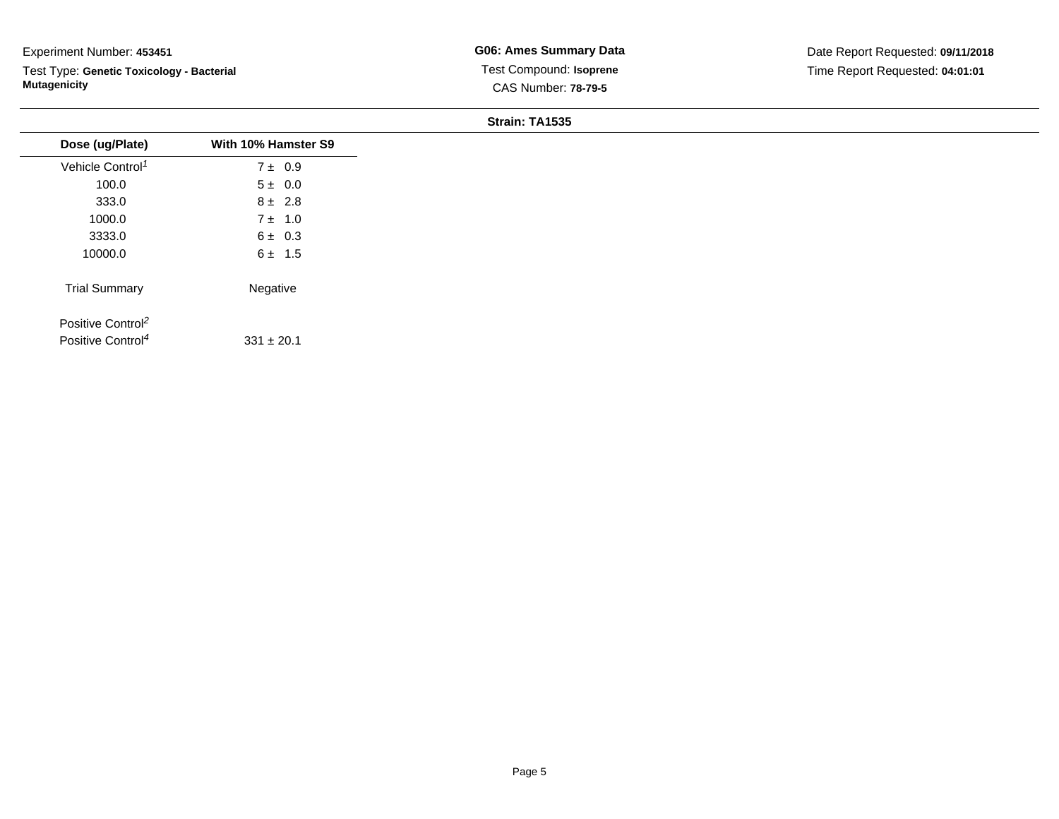Experiment Number: **453451**

Test Type: **Genetic Toxicology - Bacterial Mutagenicity**

**G06: Ames Summary Data**

Test Compound: **Isoprene**

CAS Number: **78-79-5**

Date Report Requested: **09/11/2018**

Time Report Requested: **04:01:01**

**Strain: TA1535**

| Dose (ug/Plate) | With 10% Hamster S9 |
|---|---|
| Vehicle Control[1] | 7 ± 0.9 |
| 100.0 | 5 ± 0.0 |
| 333.0 | 8 ± 2.8 |
| 1000.0 | 7 ± 1.0 |
| 3333.0 | 6 ± 0.3 |
| 10000.0 | 6 ± 1.5 |
| Trial Summary | Negative |
| Positive Control[2] | |
| Positive Control[4] | 331 ± 20.1 |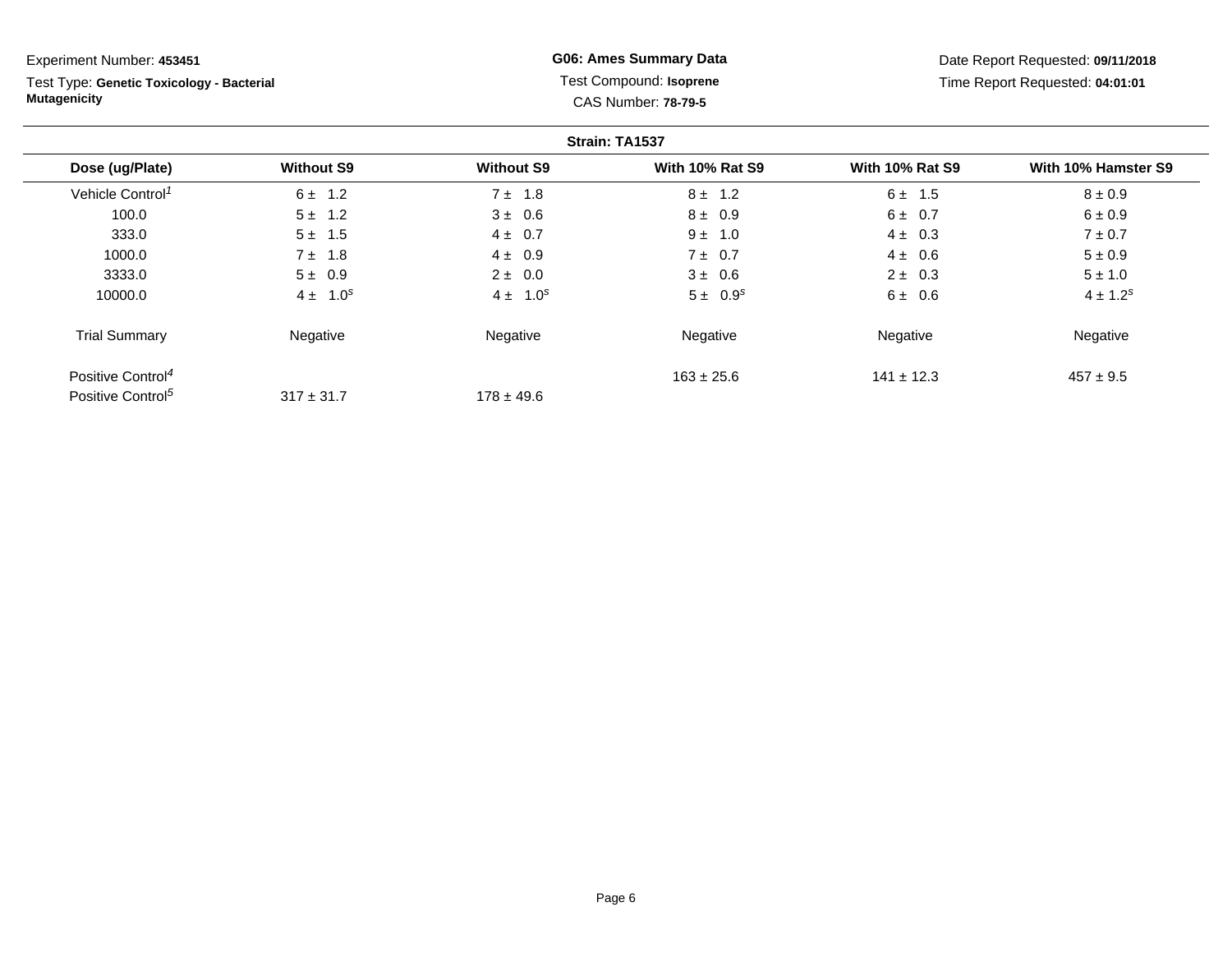Experiment Number: **453451**

Test Type: **Genetic Toxicology - Bacterial Mutagenicity**

**G06: Ames Summary Data**

Test Compound: **Isoprene**

CAS Number: **78-79-5**

Date Report Requested: **09/11/2018**

Time Report Requested: **04:01:01**

**Strain: TA1537**

| Dose (ug/Plate) | Without S9 | Without S9 | With 10% Rat S9 | With 10% Rat S9 | With 10% Hamster S9 |
|---|---|---|---|---|---|
| Vehicle Control[1] | 6 ± 1.2 | 7 ± 1.8 | 8 ± 1.2 | 6 ± 1.5 | 8 ± 0.9 |
| 100.0 | 5 ± 1.2 | 3 ± 0.6 | 8 ± 0.9 | 6 ± 0.7 | 6 ± 0.9 |
| 333.0 | 5 ± 1.5 | 4 ± 0.7 | 9 ± 1.0 | 4 ± 0.3 | 7 ± 0.7 |
| 1000.0 | 7 ± 1.8 | 4 ± 0.9 | 7 ± 0.7 | 4 ± 0.6 | 5 ± 0.9 |
| 3333.0 | 5 ± 0.9 | 2 ± 0.0 | 3 ± 0.6 | 2 ± 0.3 | 5 ± 1.0 |
| 10000.0 | 4 ± 1.0[s] | 4 ± 1.0[s] | 5 ± 0.9[s] | 6 ± 0.6 | 4 ± 1.2[s] |
| Trial Summary | Negative | Negative | Negative | Negative | Negative |
| Positive Control[4] | | | 163 ± 25.6 | 141 ± 12.3 | 457 ± 9.5 |
| Positive Control[5] | 317 ± 31.7 | 178 ± 49.6 | | | |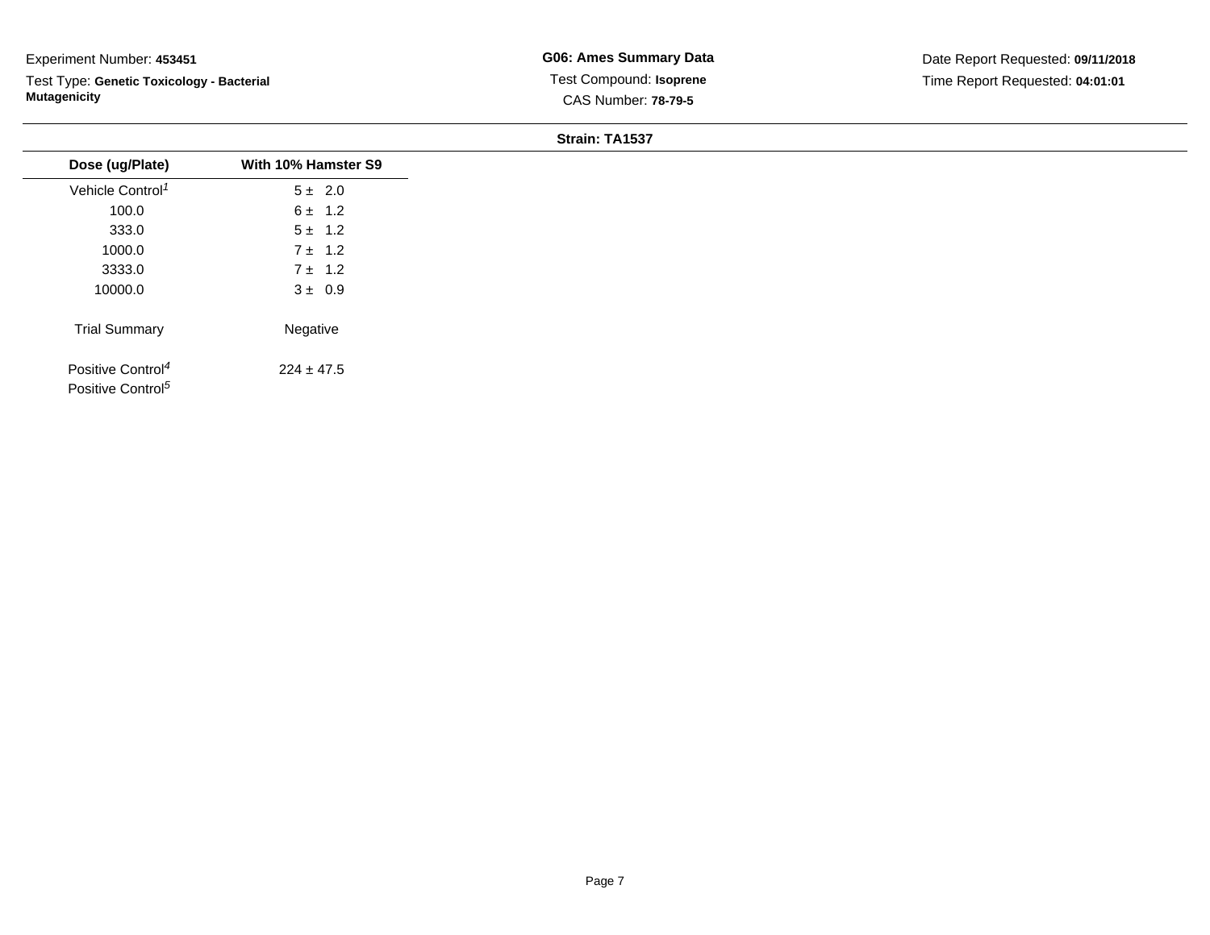Experiment Number: **453451**

Test Type: **Genetic Toxicology - Bacterial Mutagenicity**

**G06: Ames Summary Data**

Test Compound: **Isoprene**

CAS Number: **78-79-5**

Date Report Requested: **09/11/2018**

Time Report Requested: **04:01:01**

**Strain: TA1537**

| Dose (ug/Plate) | With 10% Hamster S9 |
| --- | --- |
| Vehicle Control[1] | 5 ± 2.0 |
| 100.0 | 6 ± 1.2 |
| 333.0 | 5 ± 1.2 |
| 1000.0 | 7 ± 1.2 |
| 3333.0 | 7 ± 1.2 |
| 10000.0 | 3 ± 0.9 |
| Trial Summary | Negative |
| Positive Control[4] | 224 ± 47.5 |
| Positive Control[5] | |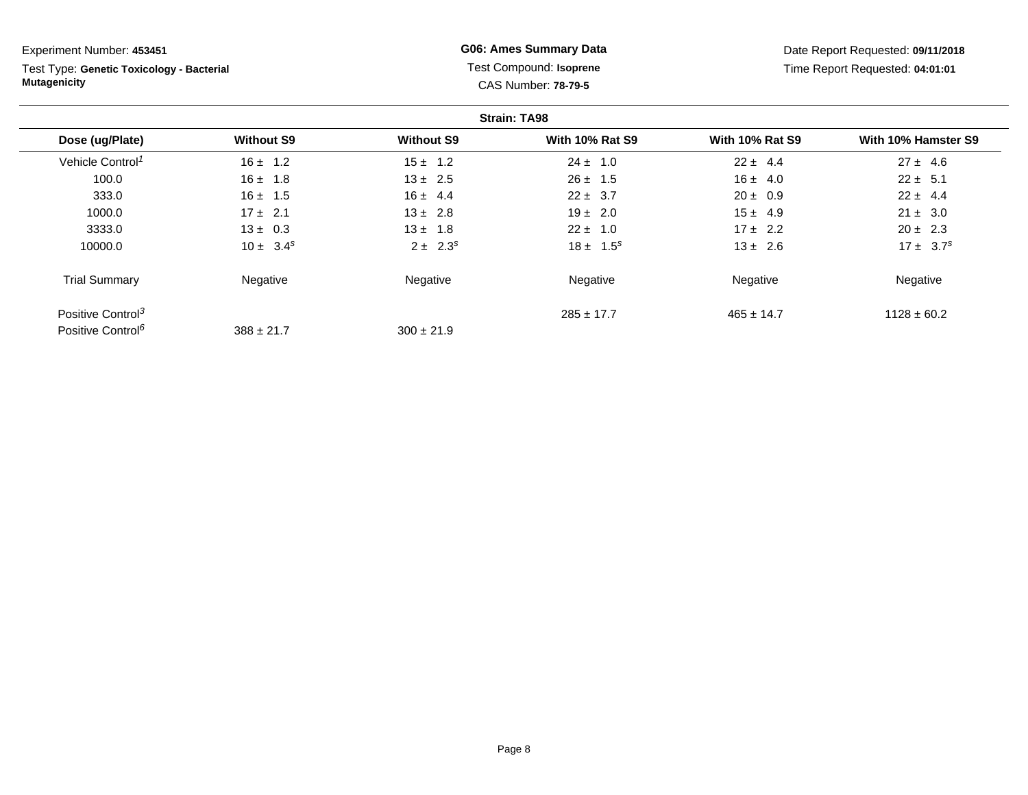Experiment Number: **453451**

Test Type: **Genetic Toxicology - Bacterial Mutagenicity**

**G06: Ames Summary Data**

Test Compound: **Isoprene**

CAS Number: **78-79-5**

Date Report Requested: **09/11/2018**

Time Report Requested: **04:01:01**

**Strain: TA98**

| Dose (ug/Plate) | Without S9 | Without S9 | With 10% Rat S9 | With 10% Rat S9 | With 10% Hamster S9 |
|---|---|---|---|---|---|
| Vehicle Control[1] | 16 ± 1.2 | 15 ± 1.2 | 24 ± 1.0 | 22 ± 4.4 | 27 ± 4.6 |
| 100.0 | 16 ± 1.8 | 13 ± 2.5 | 26 ± 1.5 | 16 ± 4.0 | 22 ± 5.1 |
| 333.0 | 16 ± 1.5 | 16 ± 4.4 | 22 ± 3.7 | 20 ± 0.9 | 22 ± 4.4 |
| 1000.0 | 17 ± 2.1 | 13 ± 2.8 | 19 ± 2.0 | 15 ± 4.9 | 21 ± 3.0 |
| 3333.0 | 13 ± 0.3 | 13 ± 1.8 | 22 ± 1.0 | 17 ± 2.2 | 20 ± 2.3 |
| 10000.0 | 10 ± 3.4[s] | 2 ± 2.3[s] | 18 ± 1.5[s] | 13 ± 2.6 | 17 ± 3.7[s] |
| Trial Summary | Negative | Negative | Negative | Negative | Negative |
| Positive Control[3] | | | 285 ± 17.7 | 465 ± 14.7 | 1128 ± 60.2 |
| Positive Control[6] | 388 ± 21.7 | 300 ± 21.9 | | | |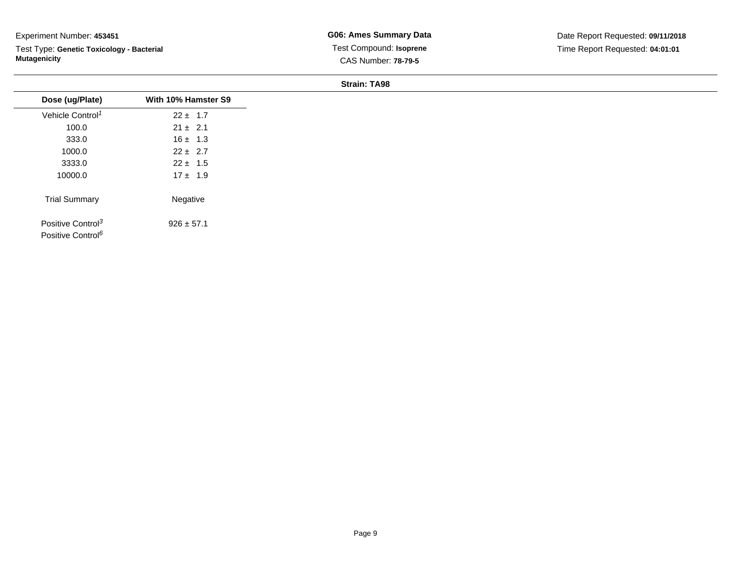Experiment Number: **453451**

Test Type: **Genetic Toxicology - Bacterial Mutagenicity**

**G06: Ames Summary Data**

Test Compound: **Isoprene**

CAS Number: **78-79-5**

Date Report Requested: **09/11/2018**

Time Report Requested: **04:01:01**

**Strain: TA98**

| Dose (ug/Plate) | With 10% Hamster S9 |
|---|---|
| Vehicle Control[1] | 22 ± 1.7 |
| 100.0 | 21 ± 2.1 |
| 333.0 | 16 ± 1.3 |
| 1000.0 | 22 ± 2.7 |
| 3333.0 | 22 ± 1.5 |
| 10000.0 | 17 ± 1.9 |
| Trial Summary | Negative |
| Positive Control[3] | 926 ± 57.1 |
| Positive Control[6] | |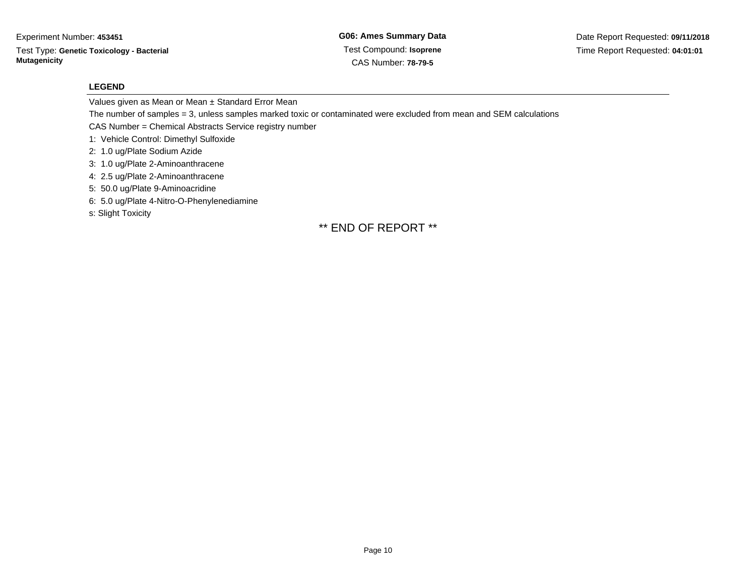#### LEGEND

Values given as Mean or Mean ± Standard Error Mean

The number of samples = 3, unless samples marked toxic or contaminated were excluded from mean and SEM calculations

CAS Number = Chemical Abstracts Service registry number

1: Vehicle Control: Dimethyl Sulfoxide

2: 1.0 ug/Plate Sodium Azide

3: 1.0 ug/Plate 2-Aminoanthracene

4: 2.5 ug/Plate 2-Aminoanthracene

5: 50.0 ug/Plate 9-Aminoacridine

6: 5.0 ug/Plate 4-Nitro-O-Phenylenediamine

s: Slight Toxicity

** END OF REPORT **